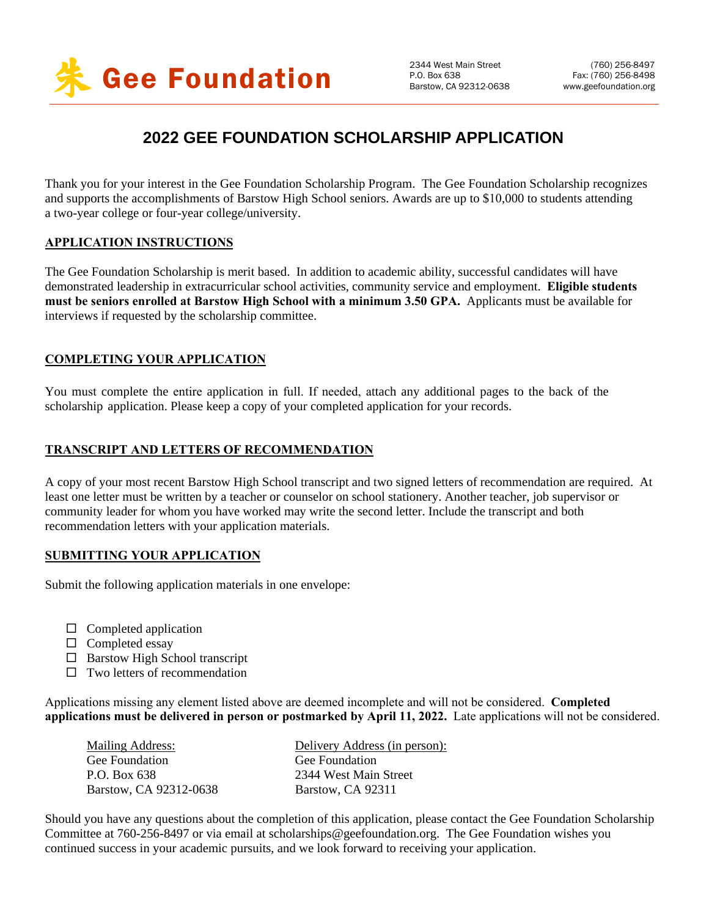朱 **Gee Foundation**

2344 West Main Street
P.O. Box 638
Barstow, CA 92312-0638

(760) 256-8497
Fax: (760) 256-8498
www.geefoundation.org

# 2022 GEE FOUNDATION SCHOLARSHIP APPLICATION

Thank you for your interest in the Gee Foundation Scholarship Program. The Gee Foundation Scholarship recognizes and supports the accomplishments of Barstow High School seniors. Awards are up to $10,000 to students attending a two-year college or four-year college/university.

## APPLICATION INSTRUCTIONS

The Gee Foundation Scholarship is merit based. In addition to academic ability, successful candidates will have demonstrated leadership in extracurricular school activities, community service and employment. **Eligible students must be seniors enrolled at Barstow High School with a minimum 3.50 GPA.** Applicants must be available for interviews if requested by the scholarship committee.

## COMPLETING YOUR APPLICATION

You must complete the entire application in full. If needed, attach any additional pages to the back of the scholarship application. Please keep a copy of your completed application for your records.

## TRANSCRIPT AND LETTERS OF RECOMMENDATION

A copy of your most recent Barstow High School transcript and two signed letters of recommendation are required. At least one letter must be written by a teacher or counselor on school stationery. Another teacher, job supervisor or community leader for whom you have worked may write the second letter. Include the transcript and both recommendation letters with your application materials.

## SUBMITTING YOUR APPLICATION

Submit the following application materials in one envelope:

- ☐ Completed application
- ☐ Completed essay
- ☐ Barstow High School transcript
- ☐ Two letters of recommendation

Applications missing any element listed above are deemed incomplete and will not be considered. **Completed applications must be delivered in person or postmarked by April 11, 2022.** Late applications will not be considered.

Mailing Address:
Gee Foundation
P.O. Box 638
Barstow, CA 92312-0638

Delivery Address (in person):
Gee Foundation
2344 West Main Street
Barstow, CA 92311

Should you have any questions about the completion of this application, please contact the Gee Foundation Scholarship Committee at 760-256-8497 or via email at scholarships@geefoundation.org. The Gee Foundation wishes you continued success in your academic pursuits, and we look forward to receiving your application.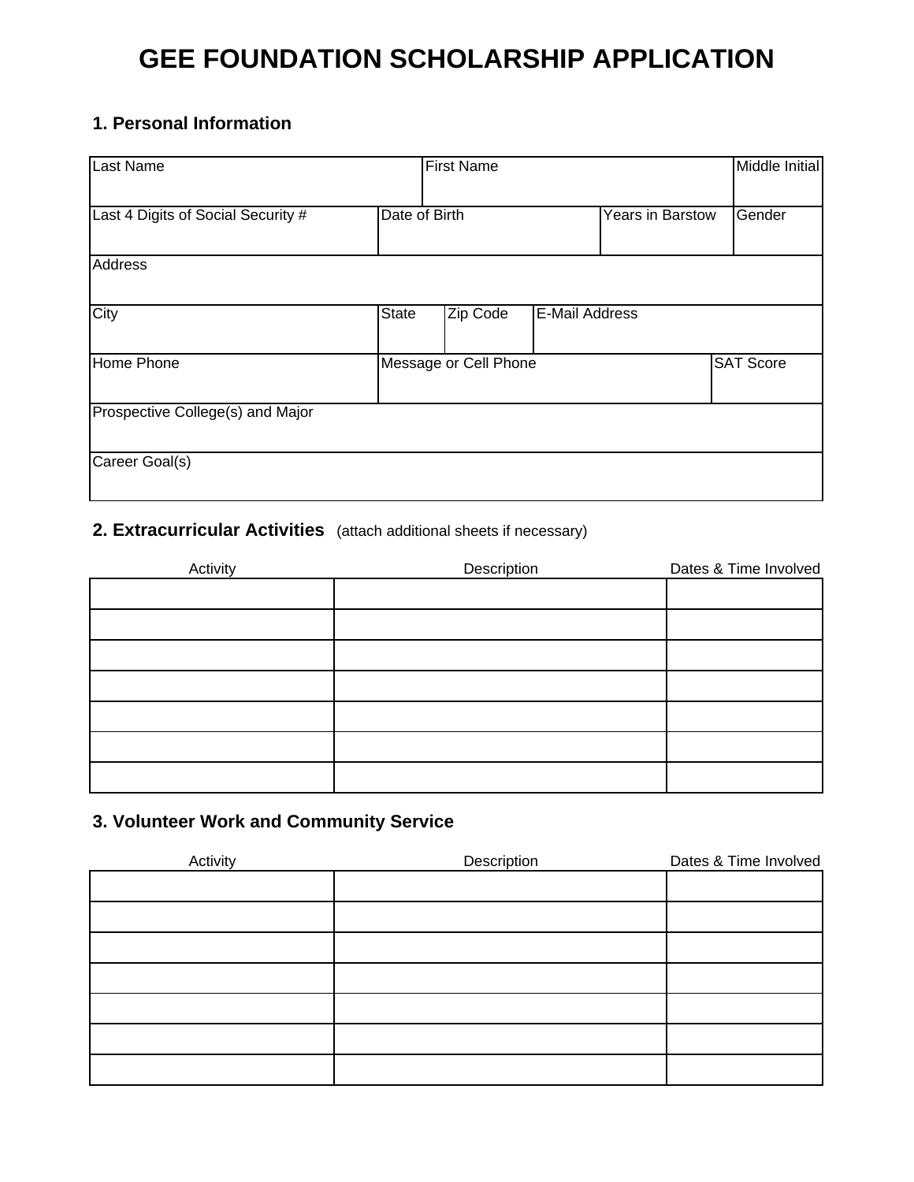# GEE FOUNDATION SCHOLARSHIP APPLICATION

## 1. Personal Information

| Last Name | First Name | Middle Initial |
|---|---|---|
| | | |

| Last 4 Digits of Social Security # | Date of Birth | Years in Barstow | Gender |
|---|---|---|---|
| | | | |

| Address |
|---|
| |

| City | State | Zip Code | E-Mail Address |
|---|---|---|---|
| | | | |

| Home Phone | Message or Cell Phone | SAT Score |
|---|---|---|
| | | |

| Prospective College(s) and Major |
|---|
| |

| Career Goal(s) |
|---|
| |

## 2. Extracurricular Activities (attach additional sheets if necessary)

| Activity | Description | Dates & Time Involved |
|---|---|---|
| | | |
| | | |
| | | |
| | | |
| | | |
| | | |
| | | |

## 3. Volunteer Work and Community Service

| Activity | Description | Dates & Time Involved |
|---|---|---|
| | | |
| | | |
| | | |
| | | |
| | | |
| | | |
| | | |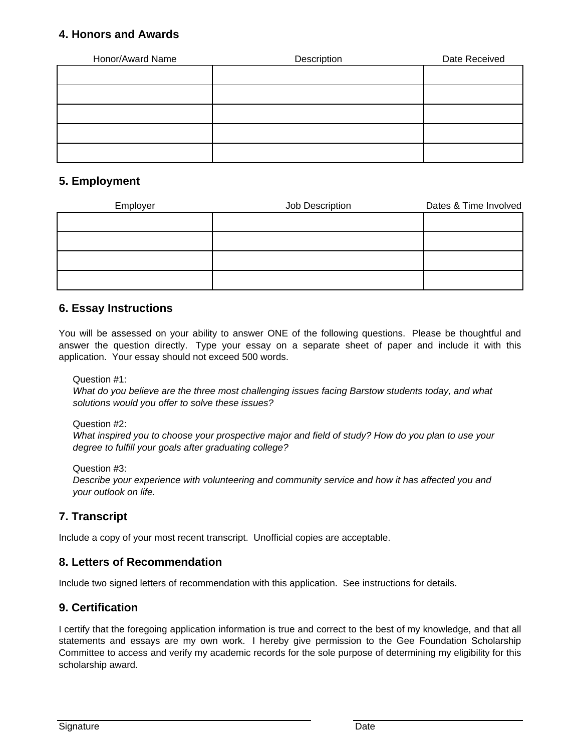## 4. Honors and Awards

| Honor/Award Name | Description | Date Received |
|---|---|---|
| | | |
| | | |
| | | |
| | | |
| | | |

## 5. Employment

| Employer | Job Description | Dates & Time Involved |
|---|---|---|
| | | |
| | | |
| | | |
| | | |

## 6. Essay Instructions

You will be assessed on your ability to answer ONE of the following questions. Please be thoughtful and answer the question directly. Type your essay on a separate sheet of paper and include it with this application. Your essay should not exceed 500 words.

Question #1:
*What do you believe are the three most challenging issues facing Barstow students today, and what solutions would you offer to solve these issues?*

Question #2:
*What inspired you to choose your prospective major and field of study? How do you plan to use your degree to fulfill your goals after graduating college?*

Question #3:
*Describe your experience with volunteering and community service and how it has affected you and your outlook on life.*

## 7. Transcript

Include a copy of your most recent transcript. Unofficial copies are acceptable.

## 8. Letters of Recommendation

Include two signed letters of recommendation with this application. See instructions for details.

## 9. Certification

I certify that the foregoing application information is true and correct to the best of my knowledge, and that all statements and essays are my own work. I hereby give permission to the Gee Foundation Scholarship Committee to access and verify my academic records for the sole purpose of determining my eligibility for this scholarship award.

Signature ______________________ Date ______________